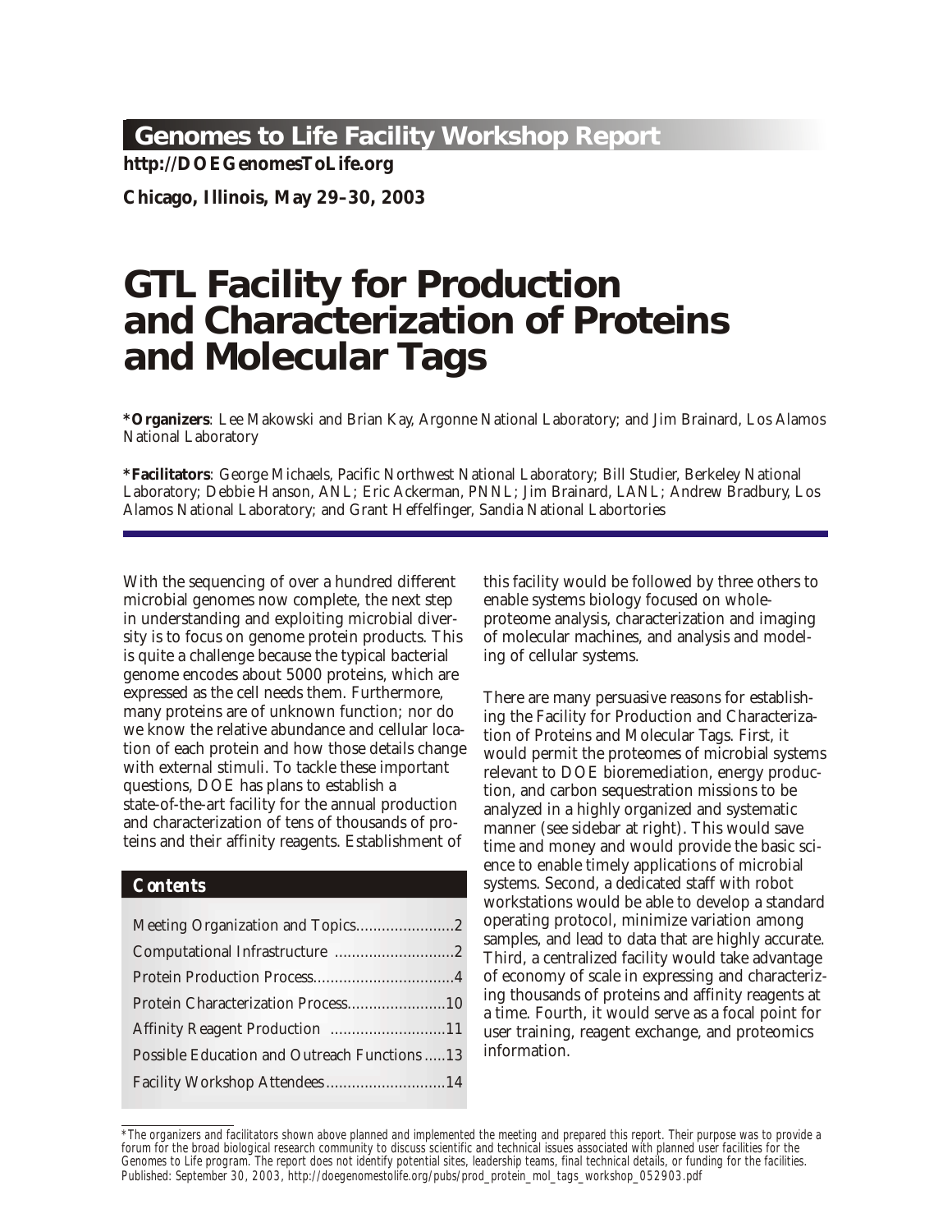## Genomes to Life Facility Workshop Report

**http://DOEGenomesToLife.org**

**Chicago, Illinois, May 29–30, 2003**

# GTL Facility for Production and Characterization of Proteins and Molecular Tags

***Organizers**: Lee Makowski and Brian Kay, Argonne National Laboratory; and Jim Brainard, Los Alamos National Laboratory

***Facilitators**: George Michaels, Pacific Northwest National Laboratory; Bill Studier, Berkeley National Laboratory; Debbie Hanson, ANL; Eric Ackerman, PNNL; Jim Brainard, LANL; Andrew Bradbury, Los Alamos National Laboratory; and Grant Heffelfinger, Sandia National Labortories

With the sequencing of over a hundred different microbial genomes now complete, the next step in understanding and exploiting microbial diversity is to focus on genome protein products. This is quite a challenge because the typical bacterial genome encodes about 5000 proteins, which are expressed as the cell needs them. Furthermore, many proteins are of unknown function; nor do we know the relative abundance and cellular location of each protein and how those details change with external stimuli. To tackle these important questions, DOE has plans to establish a state-of-the-art facility for the annual production and characterization of tens of thousands of proteins and their affinity reagents. Establishment of this facility would be followed by three others to enable systems biology focused on whole-proteome analysis, characterization and imaging of molecular machines, and analysis and modeling of cellular systems.

There are many persuasive reasons for establishing the Facility for Production and Characterization of Proteins and Molecular Tags. First, it would permit the proteomes of microbial systems relevant to DOE bioremediation, energy production, and carbon sequestration missions to be analyzed in a highly organized and systematic manner (see sidebar at right). This would save time and money and would provide the basic science to enable timely applications of microbial systems. Second, a dedicated staff with robot workstations would be able to develop a standard operating protocol, minimize variation among samples, and lead to data that are highly accurate. Third, a centralized facility would take advantage of economy of scale in expressing and characterizing thousands of proteins and affinity reagents at a time. Fourth, it would serve as a focal point for user training, reagent exchange, and proteomics information.

### *Contents*

- Meeting Organization and Topics.......................2
- Computational Infrastructure ............................2
- Protein Production Process.................................4
- Protein Characterization Process.......................10
- Affinity Reagent Production ...........................11
- Possible Education and Outreach Functions .....13
- Facility Workshop Attendees............................14

*The organizers and facilitators shown above planned and implemented the meeting and prepared this report. Their purpose was to provide a forum for the broad biological research community to discuss scientific and technical issues associated with planned user facilities for the Genomes to Life program. The report does not identify potential sites, leadership teams, final technical details, or funding for the facilities. Published: September 30, 2003, http://doegenomestolife.org/pubs/prod_protein_mol_tags_workshop_052903.pdf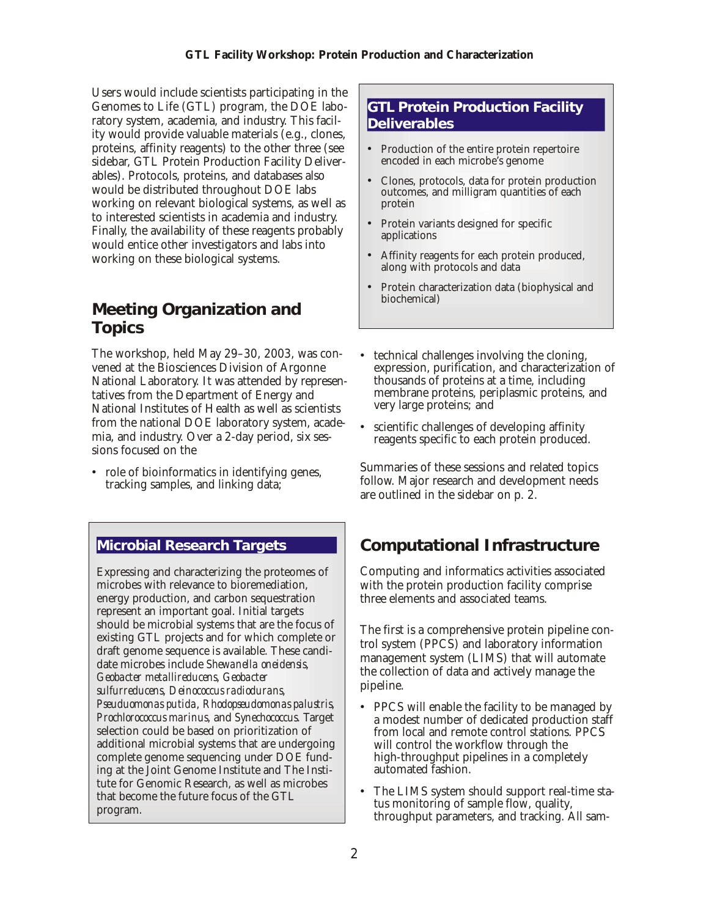Users would include scientists participating in the Genomes to Life (GTL) program, the DOE laboratory system, academia, and industry. This facility would provide valuable materials (e.g., clones, proteins, affinity reagents) to the other three (see sidebar, GTL Protein Production Facility Deliverables). Protocols, proteins, and databases also would be distributed throughout DOE labs working on relevant biological systems, as well as to interested scientists in academia and industry. Finally, the availability of these reagents probably would entice other investigators and labs into working on these biological systems.

## Meeting Organization and Topics

The workshop, held May 29–30, 2003, was convened at the Biosciences Division of Argonne National Laboratory. It was attended by representatives from the Department of Energy and National Institutes of Health as well as scientists from the national DOE laboratory system, academia, and industry. Over a 2-day period, six sessions focused on the

- role of bioinformatics in identifying genes, tracking samples, and linking data;
- technical challenges involving the cloning, expression, purification, and characterization of thousands of proteins at a time, including membrane proteins, periplasmic proteins, and very large proteins; and
- scientific challenges of developing affinity reagents specific to each protein produced.

Summaries of these sessions and related topics follow. Major research and development needs are outlined in the sidebar on p. 2.

### GTL Protein Production Facility Deliverables

- Production of the entire protein repertoire encoded in each microbe's genome
- Clones, protocols, data for protein production outcomes, and milligram quantities of each protein
- Protein variants designed for specific applications
- Affinity reagents for each protein produced, along with protocols and data
- Protein characterization data (biophysical and biochemical)

### Microbial Research Targets

Expressing and characterizing the proteomes of microbes with relevance to bioremediation, energy production, and carbon sequestration represent an important goal. Initial targets should be microbial systems that are the focus of existing GTL projects and for which complete or draft genome sequence is available. These candidate microbes include *Shewanella oneidensis*, *Geobacter metallireducens*, *Geobacter sulfurreducens*, *Deinococcus radiodurans*, *Pseuduomonas putida*, *Rhodopseudomonas palustris*, *Prochlorococcus marinus*, and *Synechococcus*. Target selection could be based on prioritization of additional microbial systems that are undergoing complete genome sequencing under DOE funding at the Joint Genome Institute and The Institute for Genomic Research, as well as microbes that become the future focus of the GTL program.

## Computational Infrastructure

Computing and informatics activities associated with the protein production facility comprise three elements and associated teams.

The first is a comprehensive protein pipeline control system (PPCS) and laboratory information management system (LIMS) that will automate the collection of data and actively manage the pipeline.

- PPCS will enable the facility to be managed by a modest number of dedicated production staff from local and remote control stations. PPCS will control the workflow through the high-throughput pipelines in a completely automated fashion.
- The LIMS system should support real-time status monitoring of sample flow, quality, throughput parameters, and tracking. All sam-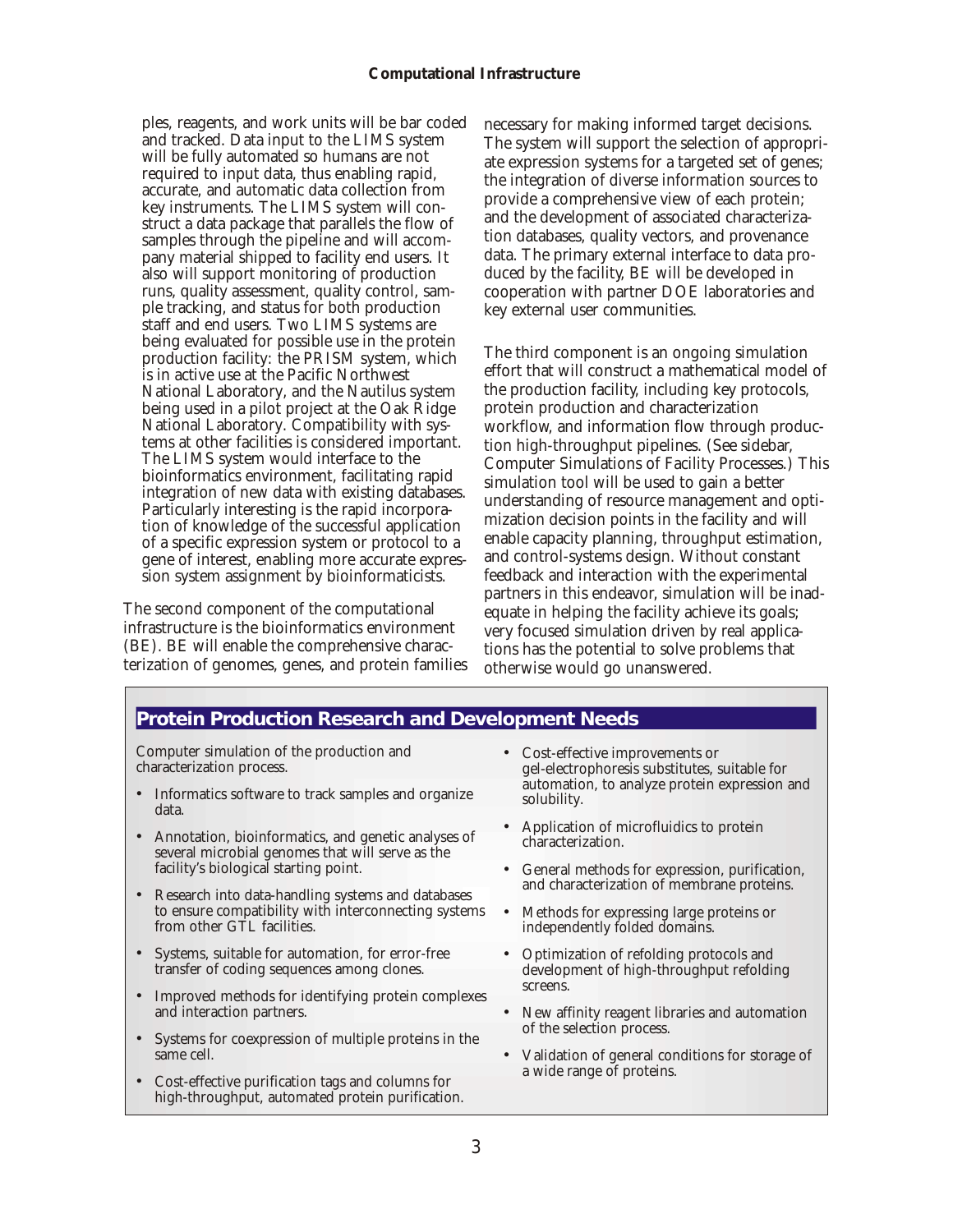ples, reagents, and work units will be bar coded and tracked. Data input to the LIMS system will be fully automated so humans are not required to input data, thus enabling rapid, accurate, and automatic data collection from key instruments. The LIMS system will construct a data package that parallels the flow of samples through the pipeline and will accompany material shipped to facility end users. It also will support monitoring of production runs, quality assessment, quality control, sample tracking, and status for both production staff and end users. Two LIMS systems are being evaluated for possible use in the protein production facility: the PRISM system, which is in active use at the Pacific Northwest National Laboratory, and the Nautilus system being used in a pilot project at the Oak Ridge National Laboratory. Compatibility with systems at other facilities is considered important. The LIMS system would interface to the bioinformatics environment, facilitating rapid integration of new data with existing databases. Particularly interesting is the rapid incorporation of knowledge of the successful application of a specific expression system or protocol to a gene of interest, enabling more accurate expression system assignment by bioinformaticists.

The second component of the computational infrastructure is the bioinformatics environment (BE). BE will enable the comprehensive characterization of genomes, genes, and protein families necessary for making informed target decisions. The system will support the selection of appropriate expression systems for a targeted set of genes; the integration of diverse information sources to provide a comprehensive view of each protein; and the development of associated characterization databases, quality vectors, and provenance data. The primary external interface to data produced by the facility, BE will be developed in cooperation with partner DOE laboratories and key external user communities.

The third component is an ongoing simulation effort that will construct a mathematical model of the production facility, including key protocols, protein production and characterization workflow, and information flow through production high-throughput pipelines. (See sidebar, Computer Simulations of Facility Processes.) This simulation tool will be used to gain a better understanding of resource management and optimization decision points in the facility and will enable capacity planning, throughput estimation, and control-systems design. Without constant feedback and interaction with the experimental partners in this endeavor, simulation will be inadequate in helping the facility achieve its goals; very focused simulation driven by real applications has the potential to solve problems that otherwise would go unanswered.

## Protein Production Research and Development Needs

Computer simulation of the production and characterization process.

- Informatics software to track samples and organize data.
- Annotation, bioinformatics, and genetic analyses of several microbial genomes that will serve as the facility's biological starting point.
- Research into data-handling systems and databases to ensure compatibility with interconnecting systems from other GTL facilities.
- Systems, suitable for automation, for error-free transfer of coding sequences among clones.
- Improved methods for identifying protein complexes and interaction partners.
- Systems for coexpression of multiple proteins in the same cell.
- Cost-effective purification tags and columns for high-throughput, automated protein purification.
- Cost-effective improvements or gel-electrophoresis substitutes, suitable for automation, to analyze protein expression and solubility.
- Application of microfluidics to protein characterization.
- General methods for expression, purification, and characterization of membrane proteins.
- Methods for expressing large proteins or independently folded domains.
- Optimization of refolding protocols and development of high-throughput refolding screens.
- New affinity reagent libraries and automation of the selection process.
- Validation of general conditions for storage of a wide range of proteins.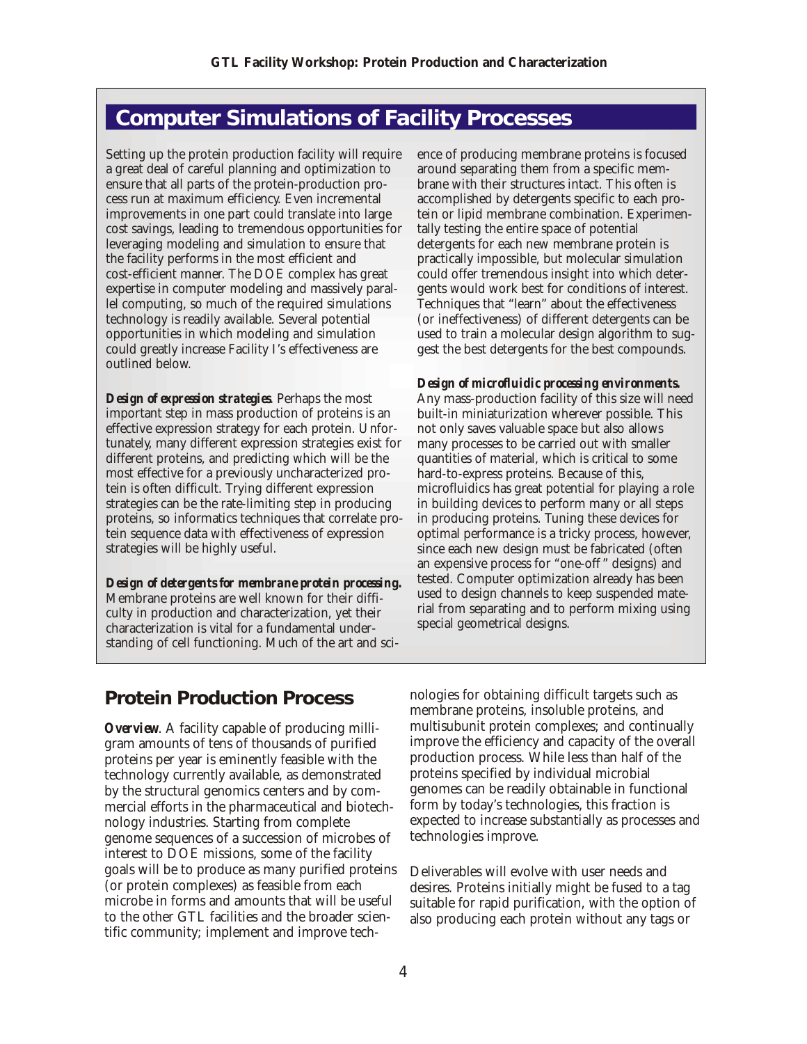## Computer Simulations of Facility Processes

Setting up the protein production facility will require a great deal of careful planning and optimization to ensure that all parts of the protein-production process run at maximum efficiency. Even incremental improvements in one part could translate into large cost savings, leading to tremendous opportunities for leveraging modeling and simulation to ensure that the facility performs in the most efficient and cost-efficient manner. The DOE complex has great expertise in computer modeling and massively parallel computing, so much of the required simulations technology is readily available. Several potential opportunities in which modeling and simulation could greatly increase Facility I's effectiveness are outlined below.

***Design of expression strategies***. Perhaps the most important step in mass production of proteins is an effective expression strategy for each protein. Unfortunately, many different expression strategies exist for different proteins, and predicting which will be the most effective for a previously uncharacterized protein is often difficult. Trying different expression strategies can be the rate-limiting step in producing proteins, so informatics techniques that correlate protein sequence data with effectiveness of expression strategies will be highly useful.

***Design of detergents for membrane protein processing.*** Membrane proteins are well known for their difficulty in production and characterization, yet their characterization is vital for a fundamental understanding of cell functioning. Much of the art and science of producing membrane proteins is focused around separating them from a specific membrane with their structures intact. This often is accomplished by detergents specific to each protein or lipid membrane combination. Experimentally testing the entire space of potential detergents for each new membrane protein is practically impossible, but molecular simulation could offer tremendous insight into which detergents would work best for conditions of interest. Techniques that "learn" about the effectiveness (or ineffectiveness) of different detergents can be used to train a molecular design algorithm to suggest the best detergents for the best compounds.

***Design of microfluidic processing environments.*** Any mass-production facility of this size will need built-in miniaturization wherever possible. This not only saves valuable space but also allows many processes to be carried out with smaller quantities of material, which is critical to some hard-to-express proteins. Because of this, microfluidics has great potential for playing a role in building devices to perform many or all steps in producing proteins. Tuning these devices for optimal performance is a tricky process, however, since each new design must be fabricated (often an expensive process for "one-off" designs) and tested. Computer optimization already has been used to design channels to keep suspended material from separating and to perform mixing using special geometrical designs.

## Protein Production Process

***Overview***. A facility capable of producing milligram amounts of tens of thousands of purified proteins per year is eminently feasible with the technology currently available, as demonstrated by the structural genomics centers and by commercial efforts in the pharmaceutical and biotechnology industries. Starting from complete genome sequences of a succession of microbes of interest to DOE missions, some of the facility goals will be to produce as many purified proteins (or protein complexes) as feasible from each microbe in forms and amounts that will be useful to the other GTL facilities and the broader scientific community; implement and improve technologies for obtaining difficult targets such as membrane proteins, insoluble proteins, and multisubunit protein complexes; and continually improve the efficiency and capacity of the overall production process. While less than half of the proteins specified by individual microbial genomes can be readily obtainable in functional form by today's technologies, this fraction is expected to increase substantially as processes and technologies improve.

Deliverables will evolve with user needs and desires. Proteins initially might be fused to a tag suitable for rapid purification, with the option of also producing each protein without any tags or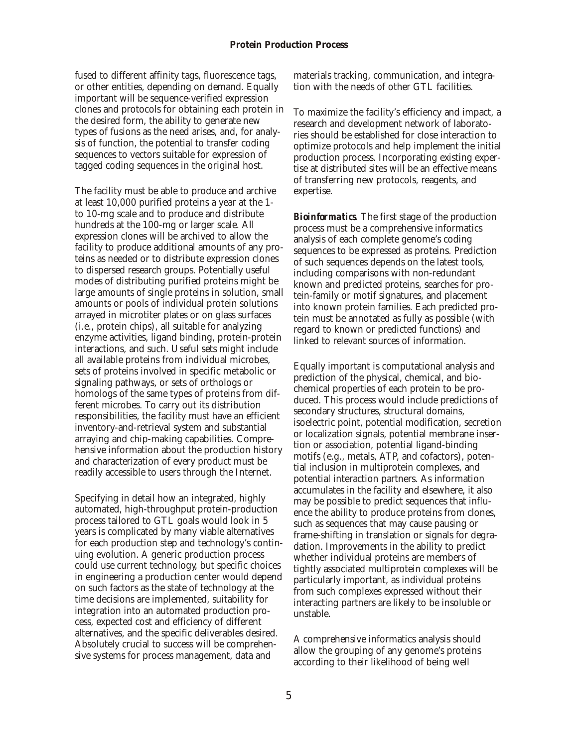fused to different affinity tags, fluorescence tags, or other entities, depending on demand. Equally important will be sequence-verified expression clones and protocols for obtaining each protein in the desired form, the ability to generate new types of fusions as the need arises, and, for analysis of function, the potential to transfer coding sequences to vectors suitable for expression of tagged coding sequences in the original host.

The facility must be able to produce and archive at least 10,000 purified proteins a year at the 1- to 10-mg scale and to produce and distribute hundreds at the 100-mg or larger scale. All expression clones will be archived to allow the facility to produce additional amounts of any proteins as needed or to distribute expression clones to dispersed research groups. Potentially useful modes of distributing purified proteins might be large amounts of single proteins in solution, small amounts or pools of individual protein solutions arrayed in microtiter plates or on glass surfaces (i.e., protein chips), all suitable for analyzing enzyme activities, ligand binding, protein-protein interactions, and such. Useful sets might include all available proteins from individual microbes, sets of proteins involved in specific metabolic or signaling pathways, or sets of orthologs or homologs of the same types of proteins from different microbes. To carry out its distribution responsibilities, the facility must have an efficient inventory-and-retrieval system and substantial arraying and chip-making capabilities. Comprehensive information about the production history and characterization of every product must be readily accessible to users through the Internet.

Specifying in detail how an integrated, highly automated, high-throughput protein-production process tailored to GTL goals would look in 5 years is complicated by many viable alternatives for each production step and technology's continuing evolution. A generic production process could use current technology, but specific choices in engineering a production center would depend on such factors as the state of technology at the time decisions are implemented, suitability for integration into an automated production process, expected cost and efficiency of different alternatives, and the specific deliverables desired. Absolutely crucial to success will be comprehensive systems for process management, data and materials tracking, communication, and integration with the needs of other GTL facilities.

To maximize the facility's efficiency and impact, a research and development network of laboratories should be established for close interaction to optimize protocols and help implement the initial production process. Incorporating existing expertise at distributed sites will be an effective means of transferring new protocols, reagents, and expertise.

***Bioinformatics*.** The first stage of the production process must be a comprehensive informatics analysis of each complete genome's coding sequences to be expressed as proteins. Prediction of such sequences depends on the latest tools, including comparisons with non-redundant known and predicted proteins, searches for protein-family or motif signatures, and placement into known protein families. Each predicted protein must be annotated as fully as possible (with regard to known or predicted functions) and linked to relevant sources of information.

Equally important is computational analysis and prediction of the physical, chemical, and biochemical properties of each protein to be produced. This process would include predictions of secondary structures, structural domains, isoelectric point, potential modification, secretion or localization signals, potential membrane insertion or association, potential ligand-binding motifs (e.g., metals, ATP, and cofactors), potential inclusion in multiprotein complexes, and potential interaction partners. As information accumulates in the facility and elsewhere, it also may be possible to predict sequences that influence the ability to produce proteins from clones, such as sequences that may cause pausing or frame-shifting in translation or signals for degradation. Improvements in the ability to predict whether individual proteins are members of tightly associated multiprotein complexes will be particularly important, as individual proteins from such complexes expressed without their interacting partners are likely to be insoluble or unstable.

A comprehensive informatics analysis should allow the grouping of any genome's proteins according to their likelihood of being well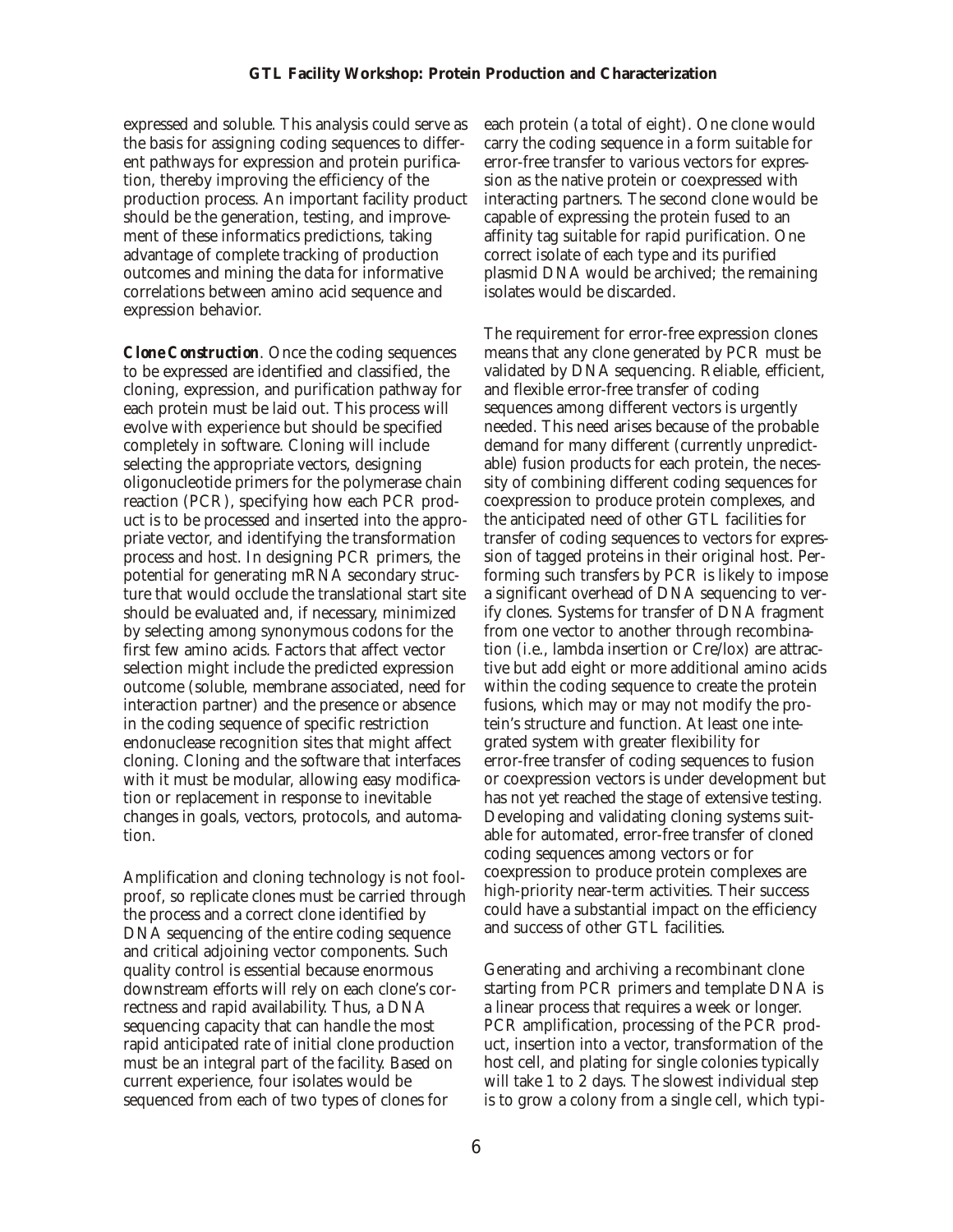expressed and soluble. This analysis could serve as the basis for assigning coding sequences to different pathways for expression and protein purification, thereby improving the efficiency of the production process. An important facility product should be the generation, testing, and improvement of these informatics predictions, taking advantage of complete tracking of production outcomes and mining the data for informative correlations between amino acid sequence and expression behavior.

***Clone Construction***. Once the coding sequences to be expressed are identified and classified, the cloning, expression, and purification pathway for each protein must be laid out. This process will evolve with experience but should be specified completely in software. Cloning will include selecting the appropriate vectors, designing oligonucleotide primers for the polymerase chain reaction (PCR), specifying how each PCR product is to be processed and inserted into the appropriate vector, and identifying the transformation process and host. In designing PCR primers, the potential for generating mRNA secondary structure that would occlude the translational start site should be evaluated and, if necessary, minimized by selecting among synonymous codons for the first few amino acids. Factors that affect vector selection might include the predicted expression outcome (soluble, membrane associated, need for interaction partner) and the presence or absence in the coding sequence of specific restriction endonuclease recognition sites that might affect cloning. Cloning and the software that interfaces with it must be modular, allowing easy modification or replacement in response to inevitable changes in goals, vectors, protocols, and automation.

Amplification and cloning technology is not foolproof, so replicate clones must be carried through the process and a correct clone identified by DNA sequencing of the entire coding sequence and critical adjoining vector components. Such quality control is essential because enormous downstream efforts will rely on each clone's correctness and rapid availability. Thus, a DNA sequencing capacity that can handle the most rapid anticipated rate of initial clone production must be an integral part of the facility. Based on current experience, four isolates would be sequenced from each of two types of clones for each protein (a total of eight). One clone would carry the coding sequence in a form suitable for error-free transfer to various vectors for expression as the native protein or coexpressed with interacting partners. The second clone would be capable of expressing the protein fused to an affinity tag suitable for rapid purification. One correct isolate of each type and its purified plasmid DNA would be archived; the remaining isolates would be discarded.

The requirement for error-free expression clones means that any clone generated by PCR must be validated by DNA sequencing. Reliable, efficient, and flexible error-free transfer of coding sequences among different vectors is urgently needed. This need arises because of the probable demand for many different (currently unpredictable) fusion products for each protein, the necessity of combining different coding sequences for coexpression to produce protein complexes, and the anticipated need of other GTL facilities for transfer of coding sequences to vectors for expression of tagged proteins in their original host. Performing such transfers by PCR is likely to impose a significant overhead of DNA sequencing to verify clones. Systems for transfer of DNA fragment from one vector to another through recombination (i.e., lambda insertion or Cre/lox) are attractive but add eight or more additional amino acids within the coding sequence to create the protein fusions, which may or may not modify the protein's structure and function. At least one integrated system with greater flexibility for error-free transfer of coding sequences to fusion or coexpression vectors is under development but has not yet reached the stage of extensive testing. Developing and validating cloning systems suitable for automated, error-free transfer of cloned coding sequences among vectors or for coexpression to produce protein complexes are high-priority near-term activities. Their success could have a substantial impact on the efficiency and success of other GTL facilities.

Generating and archiving a recombinant clone starting from PCR primers and template DNA is a linear process that requires a week or longer. PCR amplification, processing of the PCR product, insertion into a vector, transformation of the host cell, and plating for single colonies typically will take 1 to 2 days. The slowest individual step is to grow a colony from a single cell, which typi-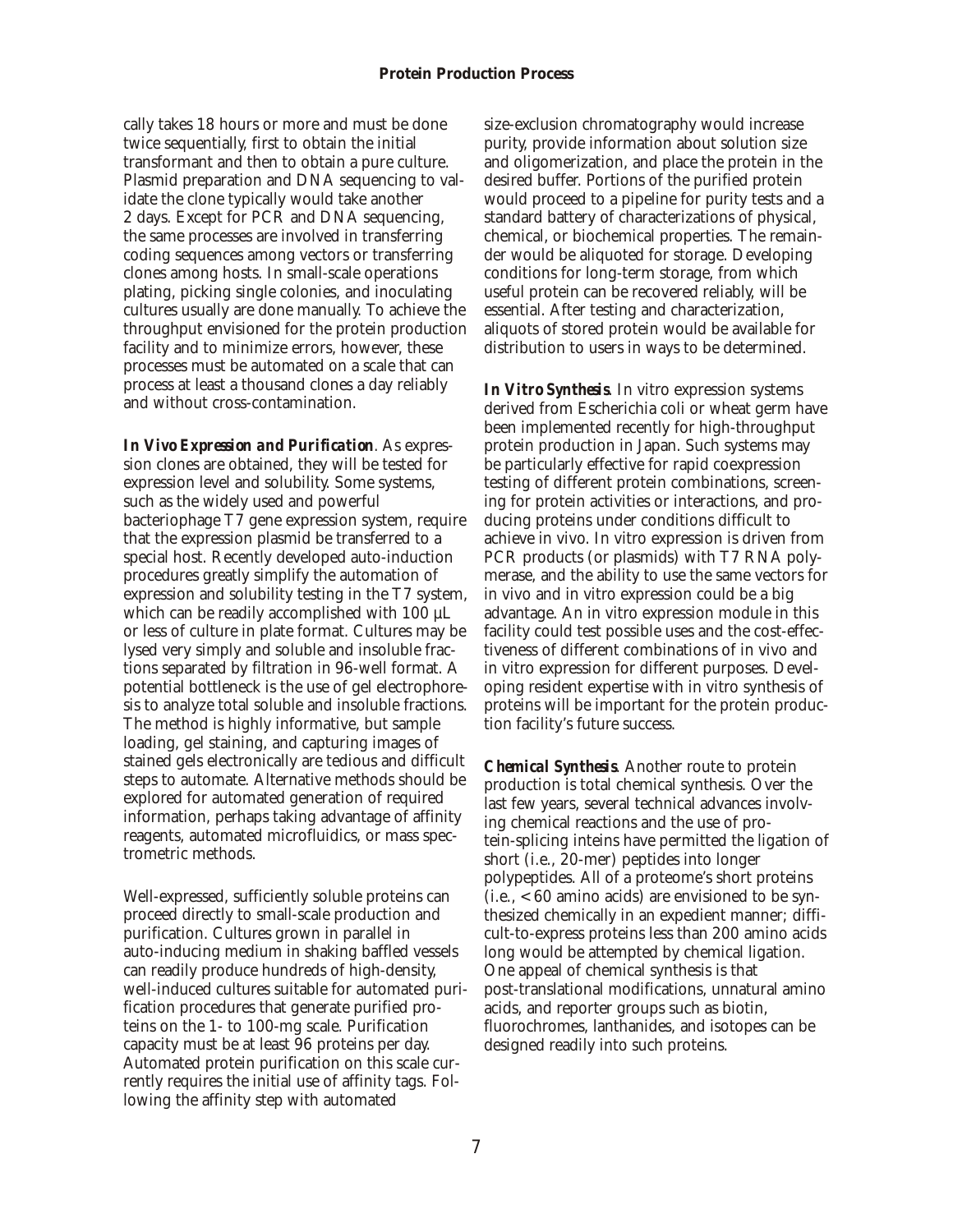cally takes 18 hours or more and must be done twice sequentially, first to obtain the initial transformant and then to obtain a pure culture. Plasmid preparation and DNA sequencing to validate the clone typically would take another 2 days. Except for PCR and DNA sequencing, the same processes are involved in transferring coding sequences among vectors or transferring clones among hosts. In small-scale operations plating, picking single colonies, and inoculating cultures usually are done manually. To achieve the throughput envisioned for the protein production facility and to minimize errors, however, these processes must be automated on a scale that can process at least a thousand clones a day reliably and without cross-contamination.

***In Vivo Expression and Purification***. As expression clones are obtained, they will be tested for expression level and solubility. Some systems, such as the widely used and powerful bacteriophage T7 gene expression system, require that the expression plasmid be transferred to a special host. Recently developed auto-induction procedures greatly simplify the automation of expression and solubility testing in the T7 system, which can be readily accomplished with 100 µL or less of culture in plate format. Cultures may be lysed very simply and soluble and insoluble fractions separated by filtration in 96-well format. A potential bottleneck is the use of gel electrophoresis to analyze total soluble and insoluble fractions. The method is highly informative, but sample loading, gel staining, and capturing images of stained gels electronically are tedious and difficult steps to automate. Alternative methods should be explored for automated generation of required information, perhaps taking advantage of affinity reagents, automated microfluidics, or mass spectrometric methods.

Well-expressed, sufficiently soluble proteins can proceed directly to small-scale production and purification. Cultures grown in parallel in auto-inducing medium in shaking baffled vessels can readily produce hundreds of high-density, well-induced cultures suitable for automated purification procedures that generate purified proteins on the 1- to 100-mg scale. Purification capacity must be at least 96 proteins per day. Automated protein purification on this scale currently requires the initial use of affinity tags. Following the affinity step with automated size-exclusion chromatography would increase purity, provide information about solution size and oligomerization, and place the protein in the desired buffer. Portions of the purified protein would proceed to a pipeline for purity tests and a standard battery of characterizations of physical, chemical, or biochemical properties. The remainder would be aliquoted for storage. Developing conditions for long-term storage, from which useful protein can be recovered reliably, will be essential. After testing and characterization, aliquots of stored protein would be available for distribution to users in ways to be determined.

***In Vitro Synthesis***. In vitro expression systems derived from Escherichia coli or wheat germ have been implemented recently for high-throughput protein production in Japan. Such systems may be particularly effective for rapid coexpression testing of different protein combinations, screening for protein activities or interactions, and producing proteins under conditions difficult to achieve in vivo. In vitro expression is driven from PCR products (or plasmids) with T7 RNA polymerase, and the ability to use the same vectors for in vivo and in vitro expression could be a big advantage. An in vitro expression module in this facility could test possible uses and the cost-effectiveness of different combinations of in vivo and in vitro expression for different purposes. Developing resident expertise with in vitro synthesis of proteins will be important for the protein production facility's future success.

***Chemical Synthesis***. Another route to protein production is total chemical synthesis. Over the last few years, several technical advances involving chemical reactions and the use of protein-splicing inteins have permitted the ligation of short (i.e., 20-mer) peptides into longer polypeptides. All of a proteome's short proteins (i.e., < 60 amino acids) are envisioned to be synthesized chemically in an expedient manner; difficult-to-express proteins less than 200 amino acids long would be attempted by chemical ligation. One appeal of chemical synthesis is that post-translational modifications, unnatural amino acids, and reporter groups such as biotin, fluorochromes, lanthanides, and isotopes can be designed readily into such proteins.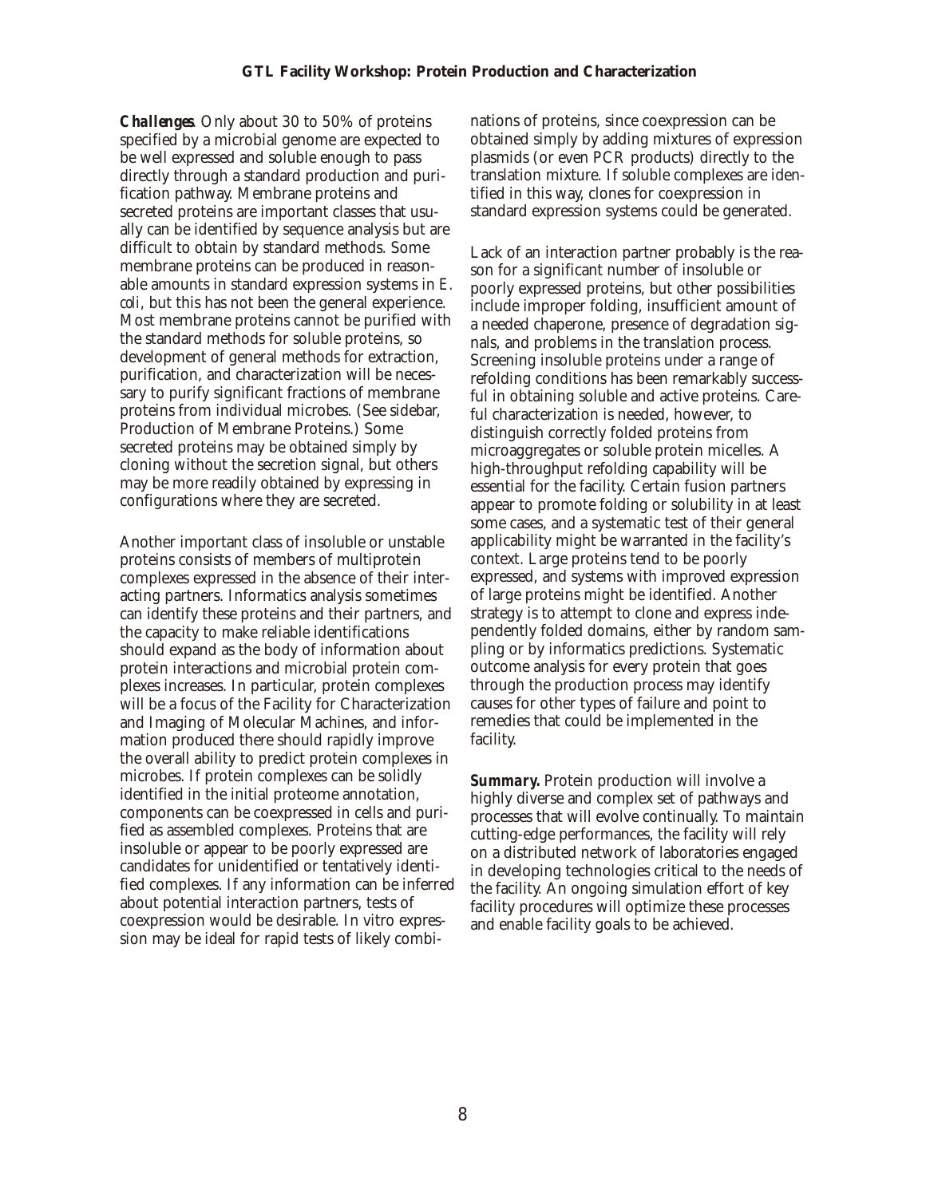***Challenges*.** Only about 30 to 50% of proteins specified by a microbial genome are expected to be well expressed and soluble enough to pass directly through a standard production and purification pathway. Membrane proteins and secreted proteins are important classes that usually can be identified by sequence analysis but are difficult to obtain by standard methods. Some membrane proteins can be produced in reasonable amounts in standard expression systems in *E. coli*, but this has not been the general experience. Most membrane proteins cannot be purified with the standard methods for soluble proteins, so development of general methods for extraction, purification, and characterization will be necessary to purify significant fractions of membrane proteins from individual microbes. (See sidebar, Production of Membrane Proteins.) Some secreted proteins may be obtained simply by cloning without the secretion signal, but others may be more readily obtained by expressing in configurations where they are secreted.

Another important class of insoluble or unstable proteins consists of members of multiprotein complexes expressed in the absence of their interacting partners. Informatics analysis sometimes can identify these proteins and their partners, and the capacity to make reliable identifications should expand as the body of information about protein interactions and microbial protein complexes increases. In particular, protein complexes will be a focus of the Facility for Characterization and Imaging of Molecular Machines, and information produced there should rapidly improve the overall ability to predict protein complexes in microbes. If protein complexes can be solidly identified in the initial proteome annotation, components can be coexpressed in cells and purified as assembled complexes. Proteins that are insoluble or appear to be poorly expressed are candidates for unidentified or tentatively identified complexes. If any information can be inferred about potential interaction partners, tests of coexpression would be desirable. In vitro expression may be ideal for rapid tests of likely combinations of proteins, since coexpression can be obtained simply by adding mixtures of expression plasmids (or even PCR products) directly to the translation mixture. If soluble complexes are identified in this way, clones for coexpression in standard expression systems could be generated.

Lack of an interaction partner probably is the reason for a significant number of insoluble or poorly expressed proteins, but other possibilities include improper folding, insufficient amount of a needed chaperone, presence of degradation signals, and problems in the translation process. Screening insoluble proteins under a range of refolding conditions has been remarkably successful in obtaining soluble and active proteins. Careful characterization is needed, however, to distinguish correctly folded proteins from microaggregates or soluble protein micelles. A high-throughput refolding capability will be essential for the facility. Certain fusion partners appear to promote folding or solubility in at least some cases, and a systematic test of their general applicability might be warranted in the facility's context. Large proteins tend to be poorly expressed, and systems with improved expression of large proteins might be identified. Another strategy is to attempt to clone and express independently folded domains, either by random sampling or by informatics predictions. Systematic outcome analysis for every protein that goes through the production process may identify causes for other types of failure and point to remedies that could be implemented in the facility.

***Summary.*** Protein production will involve a highly diverse and complex set of pathways and processes that will evolve continually. To maintain cutting-edge performances, the facility will rely on a distributed network of laboratories engaged in developing technologies critical to the needs of the facility. An ongoing simulation effort of key facility procedures will optimize these processes and enable facility goals to be achieved.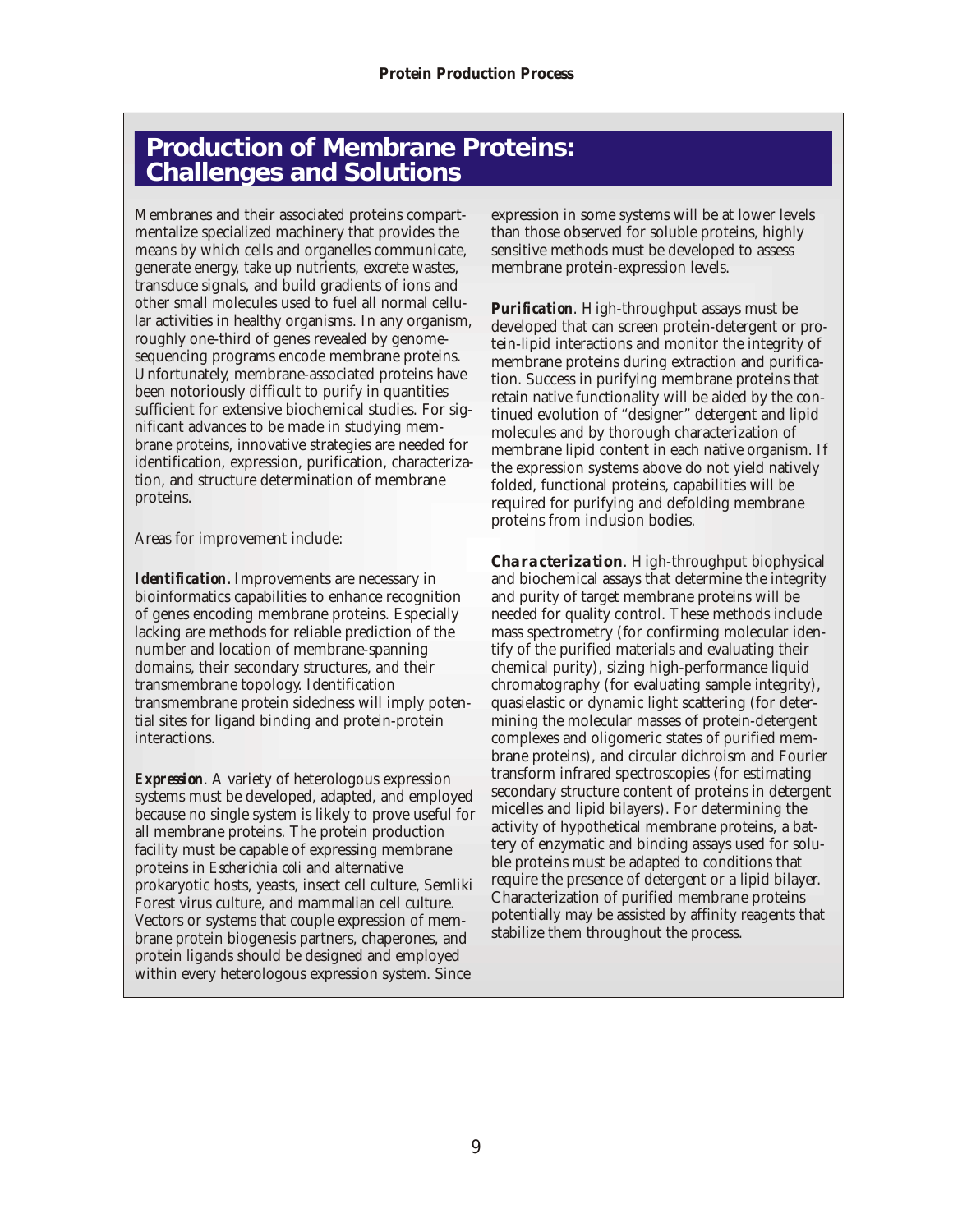## Production of Membrane Proteins: Challenges and Solutions

Membranes and their associated proteins compartmentalize specialized machinery that provides the means by which cells and organelles communicate, generate energy, take up nutrients, excrete wastes, transduce signals, and build gradients of ions and other small molecules used to fuel all normal cellular activities in healthy organisms. In any organism, roughly one-third of genes revealed by genome-sequencing programs encode membrane proteins. Unfortunately, membrane-associated proteins have been notoriously difficult to purify in quantities sufficient for extensive biochemical studies. For significant advances to be made in studying membrane proteins, innovative strategies are needed for identification, expression, purification, characterization, and structure determination of membrane proteins.

Areas for improvement include:

***Identification.*** Improvements are necessary in bioinformatics capabilities to enhance recognition of genes encoding membrane proteins. Especially lacking are methods for reliable prediction of the number and location of membrane-spanning domains, their secondary structures, and their transmembrane topology. Identification transmembrane protein sidedness will imply potential sites for ligand binding and protein-protein interactions.

***Expression***. A variety of heterologous expression systems must be developed, adapted, and employed because no single system is likely to prove useful for all membrane proteins. The protein production facility must be capable of expressing membrane proteins in *Escherichia coli* and alternative prokaryotic hosts, yeasts, insect cell culture, Semliki Forest virus culture, and mammalian cell culture. Vectors or systems that couple expression of membrane protein biogenesis partners, chaperones, and protein ligands should be designed and employed within every heterologous expression system. Since expression in some systems will be at lower levels than those observed for soluble proteins, highly sensitive methods must be developed to assess membrane protein-expression levels.

***Purification***. High-throughput assays must be developed that can screen protein-detergent or protein-lipid interactions and monitor the integrity of membrane proteins during extraction and purification. Success in purifying membrane proteins that retain native functionality will be aided by the continued evolution of "designer" detergent and lipid molecules and by thorough characterization of membrane lipid content in each native organism. If the expression systems above do not yield natively folded, functional proteins, capabilities will be required for purifying and defolding membrane proteins from inclusion bodies.

***Characterization***. High-throughput biophysical and biochemical assays that determine the integrity and purity of target membrane proteins will be needed for quality control. These methods include mass spectrometry (for confirming molecular identify of the purified materials and evaluating their chemical purity), sizing high-performance liquid chromatography (for evaluating sample integrity), quasielastic or dynamic light scattering (for determining the molecular masses of protein-detergent complexes and oligomeric states of purified membrane proteins), and circular dichroism and Fourier transform infrared spectroscopies (for estimating secondary structure content of proteins in detergent micelles and lipid bilayers). For determining the activity of hypothetical membrane proteins, a battery of enzymatic and binding assays used for soluble proteins must be adapted to conditions that require the presence of detergent or a lipid bilayer. Characterization of purified membrane proteins potentially may be assisted by affinity reagents that stabilize them throughout the process.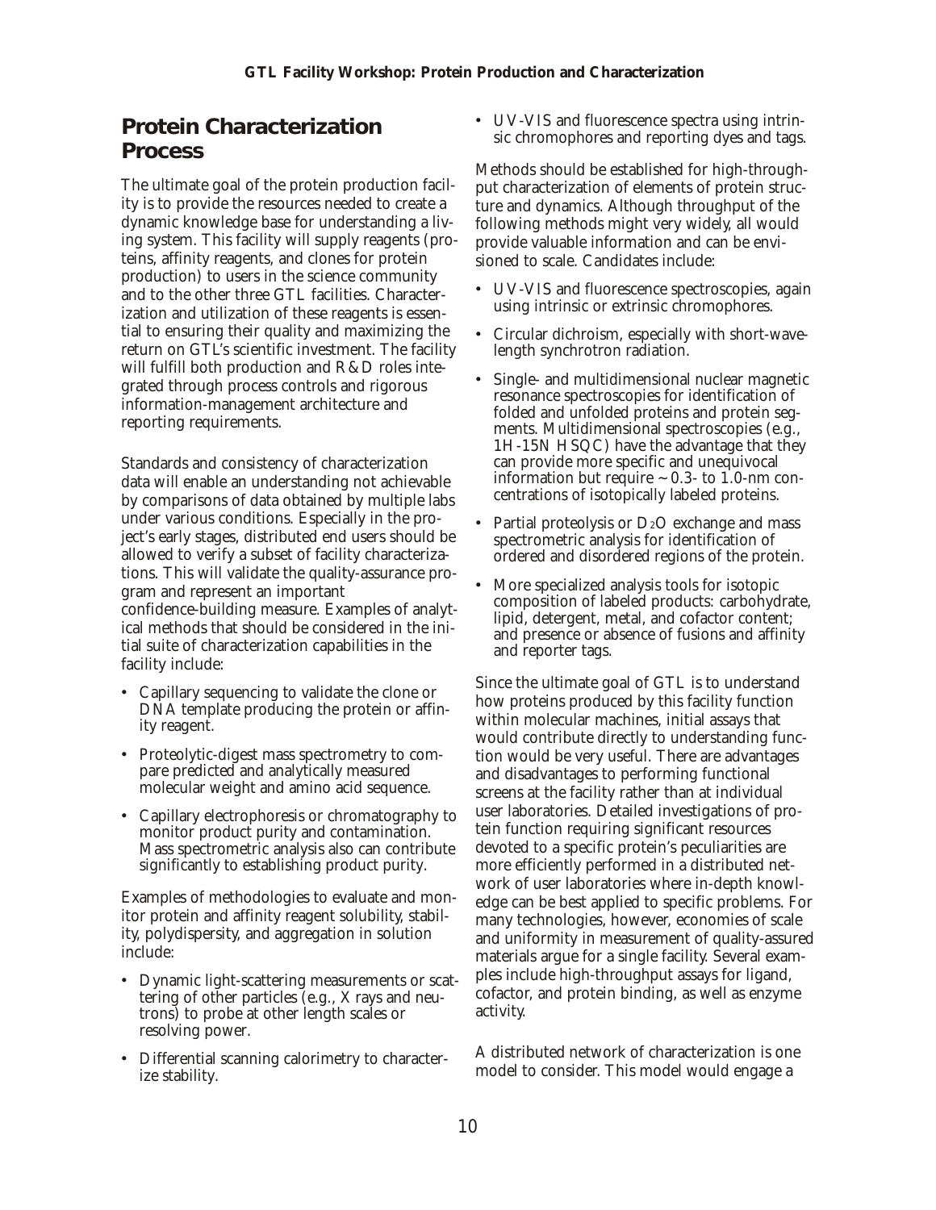## Protein Characterization Process

The ultimate goal of the protein production facility is to provide the resources needed to create a dynamic knowledge base for understanding a living system. This facility will supply reagents (proteins, affinity reagents, and clones for protein production) to users in the science community and to the other three GTL facilities. Characterization and utilization of these reagents is essential to ensuring their quality and maximizing the return on GTL's scientific investment. The facility will fulfill both production and R&D roles integrated through process controls and rigorous information-management architecture and reporting requirements.

Standards and consistency of characterization data will enable an understanding not achievable by comparisons of data obtained by multiple labs under various conditions. Especially in the project's early stages, distributed end users should be allowed to verify a subset of facility characterizations. This will validate the quality-assurance program and represent an important confidence-building measure. Examples of analytical methods that should be considered in the initial suite of characterization capabilities in the facility include:

- Capillary sequencing to validate the clone or DNA template producing the protein or affinity reagent.
- Proteolytic-digest mass spectrometry to compare predicted and analytically measured molecular weight and amino acid sequence.
- Capillary electrophoresis or chromatography to monitor product purity and contamination. Mass spectrometric analysis also can contribute significantly to establishing product purity.

Examples of methodologies to evaluate and monitor protein and affinity reagent solubility, stability, polydispersity, and aggregation in solution include:

- Dynamic light-scattering measurements or scattering of other particles (e.g., X rays and neutrons) to probe at other length scales or resolving power.
- Differential scanning calorimetry to characterize stability.
- UV-VIS and fluorescence spectra using intrinsic chromophores and reporting dyes and tags.

Methods should be established for high-throughput characterization of elements of protein structure and dynamics. Although throughput of the following methods might very widely, all would provide valuable information and can be envisioned to scale. Candidates include:

- UV-VIS and fluorescence spectroscopies, again using intrinsic or extrinsic chromophores.
- Circular dichroism, especially with short-wavelength synchrotron radiation.
- Single- and multidimensional nuclear magnetic resonance spectroscopies for identification of folded and unfolded proteins and protein segments. Multidimensional spectroscopies (e.g., 1H-15N HSQC) have the advantage that they can provide more specific and unequivocal information but require ~0.3- to 1.0-nm concentrations of isotopically labeled proteins.
- Partial proteolysis or $D_2O$ exchange and mass spectrometric analysis for identification of ordered and disordered regions of the protein.
- More specialized analysis tools for isotopic composition of labeled products: carbohydrate, lipid, detergent, metal, and cofactor content; and presence or absence of fusions and affinity and reporter tags.

Since the ultimate goal of GTL is to understand how proteins produced by this facility function within molecular machines, initial assays that would contribute directly to understanding function would be very useful. There are advantages and disadvantages to performing functional screens at the facility rather than at individual user laboratories. Detailed investigations of protein function requiring significant resources devoted to a specific protein's peculiarities are more efficiently performed in a distributed network of user laboratories where in-depth knowledge can be best applied to specific problems. For many technologies, however, economies of scale and uniformity in measurement of quality-assured materials argue for a single facility. Several examples include high-throughput assays for ligand, cofactor, and protein binding, as well as enzyme activity.

A distributed network of characterization is one model to consider. This model would engage a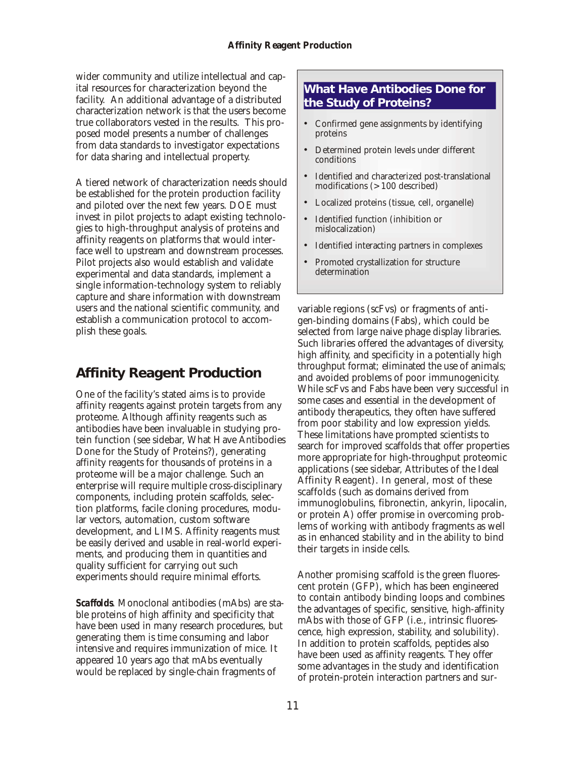wider community and utilize intellectual and capital resources for characterization beyond the facility. An additional advantage of a distributed characterization network is that the users become true collaborators vested in the results. This proposed model presents a number of challenges from data standards to investigator expectations for data sharing and intellectual property.

A tiered network of characterization needs should be established for the protein production facility and piloted over the next few years. DOE must invest in pilot projects to adapt existing technologies to high-throughput analysis of proteins and affinity reagents on platforms that would interface well to upstream and downstream processes. Pilot projects also would establish and validate experimental and data standards, implement a single information-technology system to reliably capture and share information with downstream users and the national scientific community, and establish a communication protocol to accomplish these goals.

## Affinity Reagent Production

One of the facility's stated aims is to provide affinity reagents against protein targets from any proteome. Although affinity reagents such as antibodies have been invaluable in studying protein function (see sidebar, What Have Antibodies Done for the Study of Proteins?), generating affinity reagents for thousands of proteins in a proteome will be a major challenge. Such an enterprise will require multiple cross-disciplinary components, including protein scaffolds, selection platforms, facile cloning procedures, modular vectors, automation, custom software development, and LIMS. Affinity reagents must be easily derived and usable in real-world experiments, and producing them in quantities and quality sufficient for carrying out such experiments should require minimal efforts.

***Scaffolds***. Monoclonal antibodies (mAbs) are stable proteins of high affinity and specificity that have been used in many research procedures, but generating them is time consuming and labor intensive and requires immunization of mice. It appeared 10 years ago that mAbs eventually would be replaced by single-chain fragments of variable regions (scFvs) or fragments of antigen-binding domains (Fabs), which could be selected from large naive phage display libraries. Such libraries offered the advantages of diversity, high affinity, and specificity in a potentially high throughput format; eliminated the use of animals; and avoided problems of poor immunogenicity. While scFvs and Fabs have been very successful in some cases and essential in the development of antibody therapeutics, they often have suffered from poor stability and low expression yields. These limitations have prompted scientists to search for improved scaffolds that offer properties more appropriate for high-throughput proteomic applications (see sidebar, Attributes of the Ideal Affinity Reagent). In general, most of these scaffolds (such as domains derived from immunoglobulins, fibronectin, ankyrin, lipocalin, or protein A) offer promise in overcoming problems of working with antibody fragments as well as in enhanced stability and in the ability to bind their targets in inside cells.

Another promising scaffold is the green fluorescent protein (GFP), which has been engineered to contain antibody binding loops and combines the advantages of specific, sensitive, high-affinity mAbs with those of GFP (i.e., intrinsic fluorescence, high expression, stability, and solubility). In addition to protein scaffolds, peptides also have been used as affinity reagents. They offer some advantages in the study and identification of protein-protein interaction partners and sur-

### What Have Antibodies Done for the Study of Proteins?

- Confirmed gene assignments by identifying proteins
- Determined protein levels under different conditions
- Identified and characterized post-translational modifications (>100 described)
- Localized proteins (tissue, cell, organelle)
- Identified function (inhibition or mislocalization)
- Identified interacting partners in complexes
- Promoted crystallization for structure determination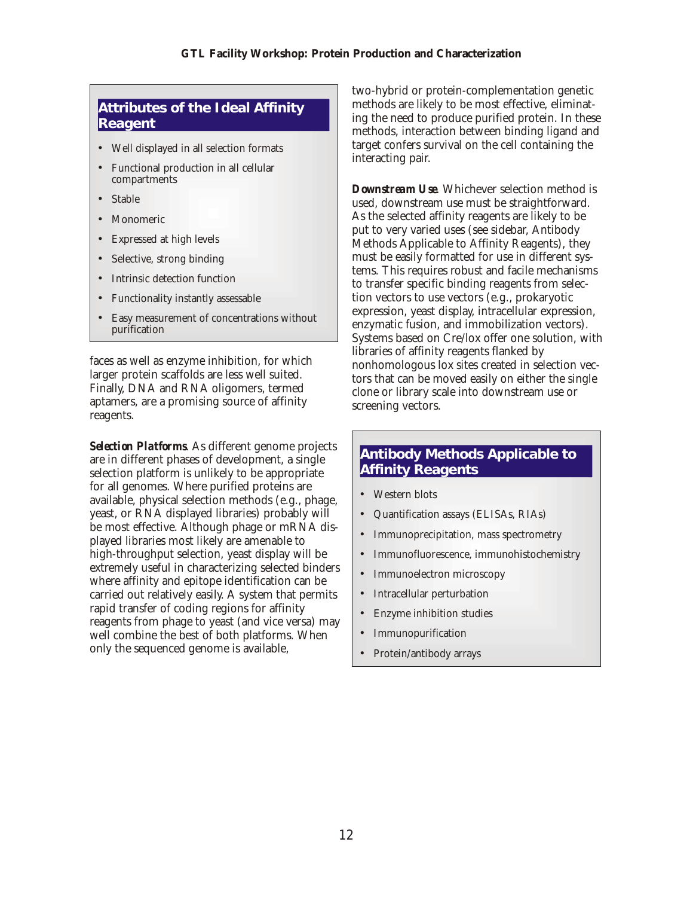## Attributes of the Ideal Affinity Reagent

- Well displayed in all selection formats
- Functional production in all cellular compartments
- Stable
- Monomeric
- Expressed at high levels
- Selective, strong binding
- Intrinsic detection function
- Functionality instantly assessable
- Easy measurement of concentrations without purification

faces as well as enzyme inhibition, for which larger protein scaffolds are less well suited. Finally, DNA and RNA oligomers, termed aptamers, are a promising source of affinity reagents.

***Selection Platforms*.** As different genome projects are in different phases of development, a single selection platform is unlikely to be appropriate for all genomes. Where purified proteins are available, physical selection methods (e.g., phage, yeast, or RNA displayed libraries) probably will be most effective. Although phage or mRNA displayed libraries most likely are amenable to high-throughput selection, yeast display will be extremely useful in characterizing selected binders where affinity and epitope identification can be carried out relatively easily. A system that permits rapid transfer of coding regions for affinity reagents from phage to yeast (and vice versa) may well combine the best of both platforms. When only the sequenced genome is available, two-hybrid or protein-complementation genetic methods are likely to be most effective, eliminating the need to produce purified protein. In these methods, interaction between binding ligand and target confers survival on the cell containing the interacting pair.

***Downstream Use*.** Whichever selection method is used, downstream use must be straightforward. As the selected affinity reagents are likely to be put to very varied uses (see sidebar, Antibody Methods Applicable to Affinity Reagents), they must be easily formatted for use in different systems. This requires robust and facile mechanisms to transfer specific binding reagents from selection vectors to use vectors (e.g., prokaryotic expression, yeast display, intracellular expression, enzymatic fusion, and immobilization vectors). Systems based on Cre/lox offer one solution, with libraries of affinity reagents flanked by nonhomologous lox sites created in selection vectors that can be moved easily on either the single clone or library scale into downstream use or screening vectors.

## Antibody Methods Applicable to Affinity Reagents

- Western blots
- Quantification assays (ELISAs, RIAs)
- Immunoprecipitation, mass spectrometry
- Immunofluorescence, immunohistochemistry
- Immunoelectron microscopy
- Intracellular perturbation
- Enzyme inhibition studies
- Immunopurification
- Protein/antibody arrays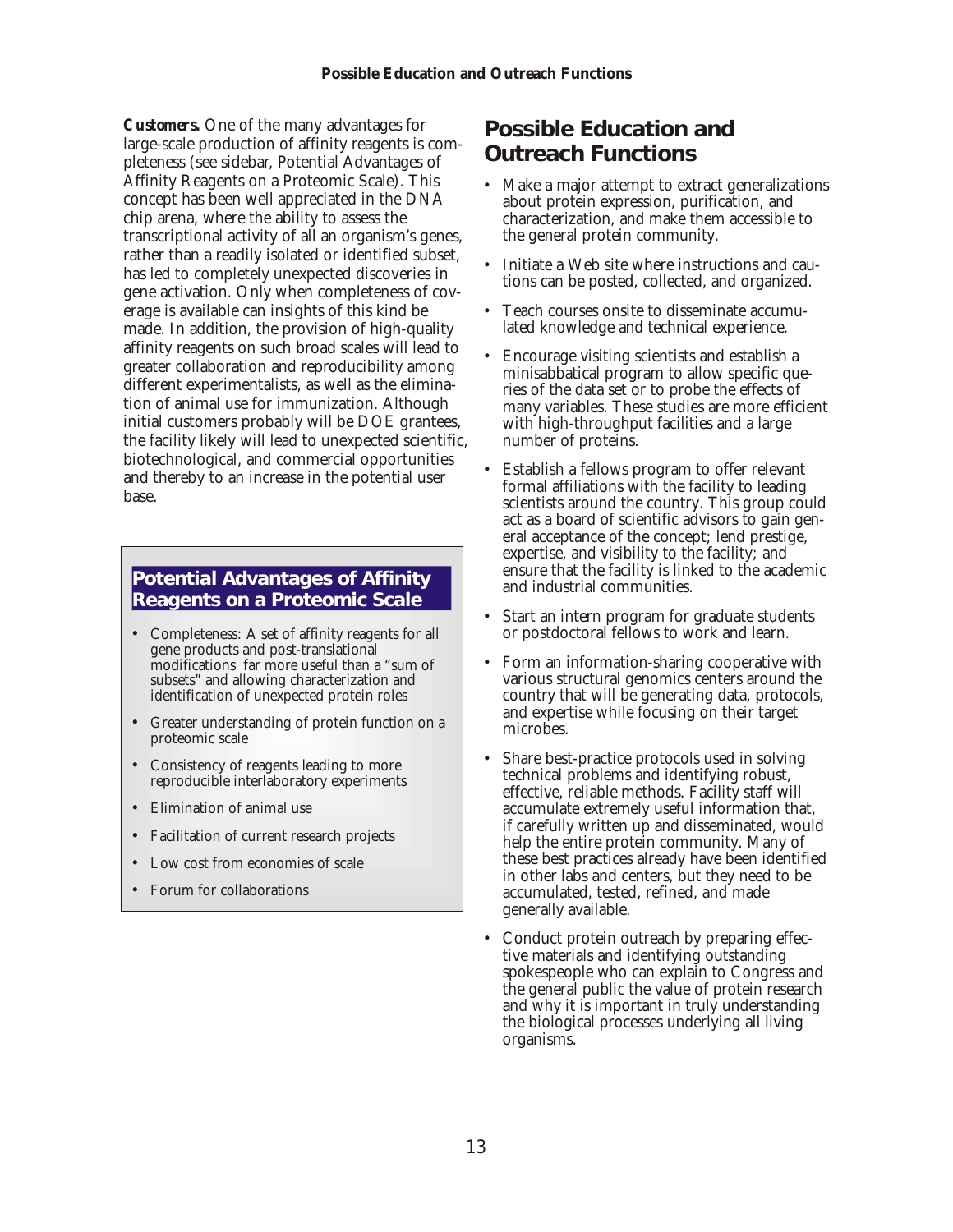***Customers.*** One of the many advantages for large-scale production of affinity reagents is completeness (see sidebar, Potential Advantages of Affinity Reagents on a Proteomic Scale). This concept has been well appreciated in the DNA chip arena, where the ability to assess the transcriptional activity of all an organism's genes, rather than a readily isolated or identified subset, has led to completely unexpected discoveries in gene activation. Only when completeness of coverage is available can insights of this kind be made. In addition, the provision of high-quality affinity reagents on such broad scales will lead to greater collaboration and reproducibility among different experimentalists, as well as the elimination of animal use for immunization. Although initial customers probably will be DOE grantees, the facility likely will lead to unexpected scientific, biotechnological, and commercial opportunities and thereby to an increase in the potential user base.

### Potential Advantages of Affinity Reagents on a Proteomic Scale

- Completeness: A set of affinity reagents for all gene products and post-translational modifications far more useful than a "sum of subsets" and allowing characterization and identification of unexpected protein roles
- Greater understanding of protein function on a proteomic scale
- Consistency of reagents leading to more reproducible interlaboratory experiments
- Elimination of animal use
- Facilitation of current research projects
- Low cost from economies of scale
- Forum for collaborations

## Possible Education and Outreach Functions

- Make a major attempt to extract generalizations about protein expression, purification, and characterization, and make them accessible to the general protein community.
- Initiate a Web site where instructions and cautions can be posted, collected, and organized.
- Teach courses onsite to disseminate accumulated knowledge and technical experience.
- Encourage visiting scientists and establish a minisabbatical program to allow specific queries of the data set or to probe the effects of many variables. These studies are more efficient with high-throughput facilities and a large number of proteins.
- Establish a fellows program to offer relevant formal affiliations with the facility to leading scientists around the country. This group could act as a board of scientific advisors to gain general acceptance of the concept; lend prestige, expertise, and visibility to the facility; and ensure that the facility is linked to the academic and industrial communities.
- Start an intern program for graduate students or postdoctoral fellows to work and learn.
- Form an information-sharing cooperative with various structural genomics centers around the country that will be generating data, protocols, and expertise while focusing on their target microbes.
- Share best-practice protocols used in solving technical problems and identifying robust, effective, reliable methods. Facility staff will accumulate extremely useful information that, if carefully written up and disseminated, would help the entire protein community. Many of these best practices already have been identified in other labs and centers, but they need to be accumulated, tested, refined, and made generally available.
- Conduct protein outreach by preparing effective materials and identifying outstanding spokespeople who can explain to Congress and the general public the value of protein research and why it is important in truly understanding the biological processes underlying all living organisms.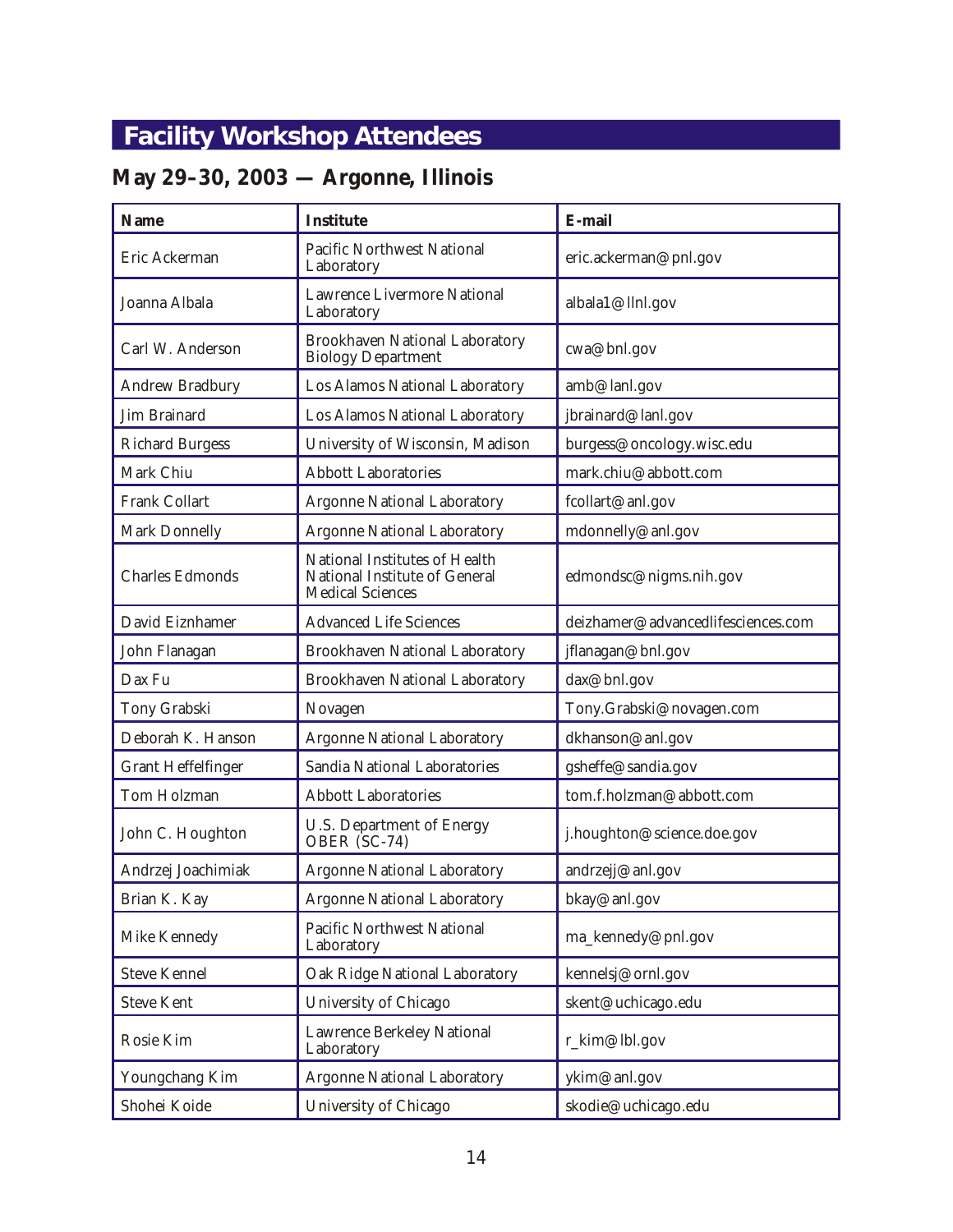# Facility Workshop Attendees

## May 29–30, 2003 — Argonne, Illinois

| Name | Institute | E-mail |
|---|---|---|
| Eric Ackerman | Pacific Northwest National Laboratory | eric.ackerman@pnl.gov |
| Joanna Albala | Lawrence Livermore National Laboratory | albala1@llnl.gov |
| Carl W. Anderson | Brookhaven National Laboratory Biology Department | cwa@bnl.gov |
| Andrew Bradbury | Los Alamos National Laboratory | amb@lanl.gov |
| Jim Brainard | Los Alamos National Laboratory | jbrainard@lanl.gov |
| Richard Burgess | University of Wisconsin, Madison | burgess@oncology.wisc.edu |
| Mark Chiu | Abbott Laboratories | mark.chiu@abbott.com |
| Frank Collart | Argonne National Laboratory | fcollart@anl.gov |
| Mark Donnelly | Argonne National Laboratory | mdonnelly@anl.gov |
| Charles Edmonds | National Institutes of Health National Institute of General Medical Sciences | edmondsc@nigms.nih.gov |
| David Eiznhamer | Advanced Life Sciences | deizhamer@advancedlifesciences.com |
| John Flanagan | Brookhaven National Laboratory | jflanagan@bnl.gov |
| Dax Fu | Brookhaven National Laboratory | dax@bnl.gov |
| Tony Grabski | Novagen | Tony.Grabski@novagen.com |
| Deborah K. Hanson | Argonne National Laboratory | dkhanson@anl.gov |
| Grant Heffelfinger | Sandia National Laboratories | gsheffe@sandia.gov |
| Tom Holzman | Abbott Laboratories | tom.f.holzman@abbott.com |
| John C. Houghton | U.S. Department of Energy OBER (SC-74) | j.houghton@science.doe.gov |
| Andrzej Joachimiak | Argonne National Laboratory | andrzejj@anl.gov |
| Brian K. Kay | Argonne National Laboratory | bkay@anl.gov |
| Mike Kennedy | Pacific Northwest National Laboratory | ma_kennedy@pnl.gov |
| Steve Kennel | Oak Ridge National Laboratory | kennelsj@ornl.gov |
| Steve Kent | University of Chicago | skent@uchicago.edu |
| Rosie Kim | Lawrence Berkeley National Laboratory | r_kim@lbl.gov |
| Youngchang Kim | Argonne National Laboratory | ykim@anl.gov |
| Shohei Koide | University of Chicago | skodie@uchicago.edu |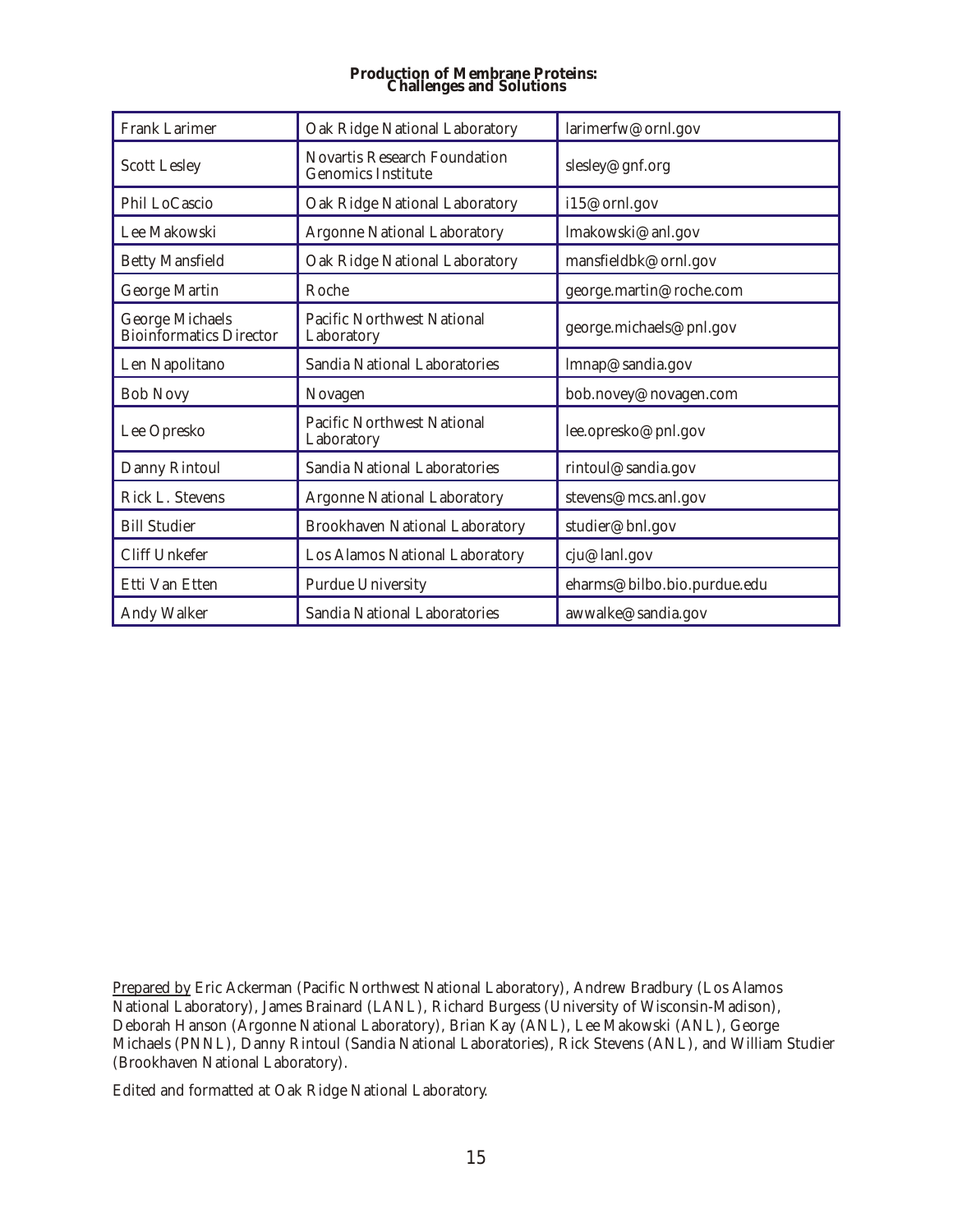| | | |
|---|---|---|
| Frank Larimer | Oak Ridge National Laboratory | larimerfw@ornl.gov |
| Scott Lesley | Novartis Research Foundation Genomics Institute | slesley@gnf.org |
| Phil LoCascio | Oak Ridge National Laboratory | i15@ornl.gov |
| Lee Makowski | Argonne National Laboratory | lmakowski@anl.gov |
| Betty Mansfield | Oak Ridge National Laboratory | mansfieldbk@ornl.gov |
| George Martin | Roche | george.martin@roche.com |
| George Michaels Bioinformatics Director | Pacific Northwest National Laboratory | george.michaels@pnl.gov |
| Len Napolitano | Sandia National Laboratories | lmnap@sandia.gov |
| Bob Novy | Novagen | bob.novey@novagen.com |
| Lee Opresko | Pacific Northwest National Laboratory | lee.opresko@pnl.gov |
| Danny Rintoul | Sandia National Laboratories | rintoul@sandia.gov |
| Rick L. Stevens | Argonne National Laboratory | stevens@mcs.anl.gov |
| Bill Studier | Brookhaven National Laboratory | studier@bnl.gov |
| Cliff Unkefer | Los Alamos National Laboratory | cju@lanl.gov |
| Etti Van Etten | Purdue University | eharms@bilbo.bio.purdue.edu |
| Andy Walker | Sandia National Laboratories | awwalke@sandia.gov |

Prepared by Eric Ackerman (Pacific Northwest National Laboratory), Andrew Bradbury (Los Alamos National Laboratory), James Brainard (LANL), Richard Burgess (University of Wisconsin-Madison), Deborah Hanson (Argonne National Laboratory), Brian Kay (ANL), Lee Makowski (ANL), George Michaels (PNNL), Danny Rintoul (Sandia National Laboratories), Rick Stevens (ANL), and William Studier (Brookhaven National Laboratory).

Edited and formatted at Oak Ridge National Laboratory.